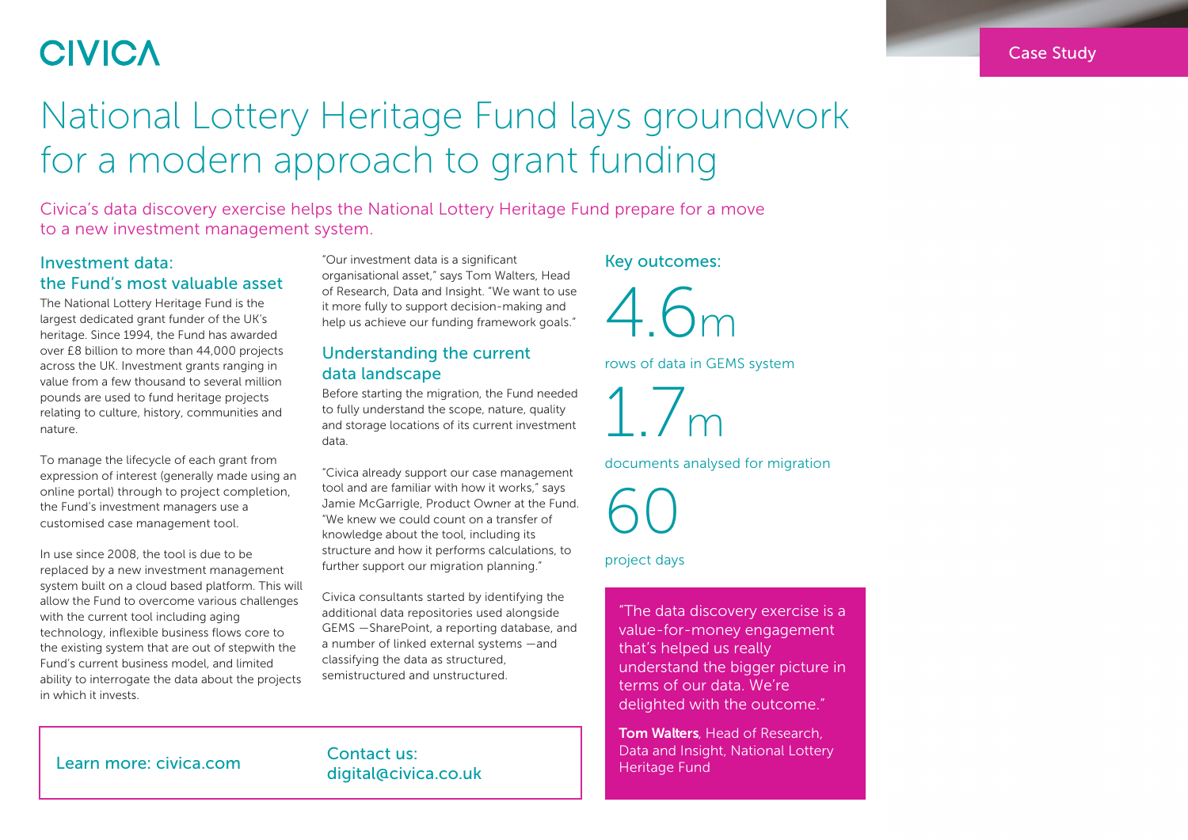CIVICA

Case Study

# National Lottery Heritage Fund lays groundwork for a modern approach to grant funding

Civica's data discovery exercise helps the National Lottery Heritage Fund prepare for a move to a new investment management system.

## Investment data: the Fund's most valuable asset

The National Lottery Heritage Fund is the largest dedicated grant funder of the UK's heritage. Since 1994, the Fund has awarded over £8 billion to more than 44,000 projects across the UK. Investment grants ranging in value from a few thousand to several million pounds are used to fund heritage projects relating to culture, history, communities and nature.

To manage the lifecycle of each grant from expression of interest (generally made using an online portal) through to project completion, the Fund's investment managers use a customised case management tool.

In use since 2008, the tool is due to be replaced by a new investment management system built on a cloud based platform. This will allow the Fund to overcome various challenges with the current tool including aging technology, inflexible business flows core to the existing system that are out of stepwith the Fund's current business model, and limited ability to interrogate the data about the projects in which it invests.

"Our investment data is a significant organisational asset," says Tom Walters, Head of Research, Data and Insight. "We want to use it more fully to support decision-making and help us achieve our funding framework goals."

## Understanding the current data landscape

Before starting the migration, the Fund needed to fully understand the scope, nature, quality and storage locations of its current investment data.

"Civica already support our case management tool and are familiar with how it works," says Jamie McGarrigle, Product Owner at the Fund. "We knew we could count on a transfer of knowledge about the tool, including its structure and how it performs calculations, to further support our migration planning."

Civica consultants started by identifying the additional data repositories used alongside GEMS —SharePoint, a reporting database, and a number of linked external systems —and classifying the data as structured, semistructured and unstructured.

## Key outcomes:

**4.6m**

rows of data in GEMS system

**1.7m**

documents analysed for migration

**60**

project days

"The data discovery exercise is a value-for-money engagement that's helped us really understand the bigger picture in terms of our data. We're delighted with the outcome."

**Tom Walters**, Head of Research, Data and Insight, National Lottery Heritage Fund

Learn more: civica.com

Contact us: digital@civica.co.uk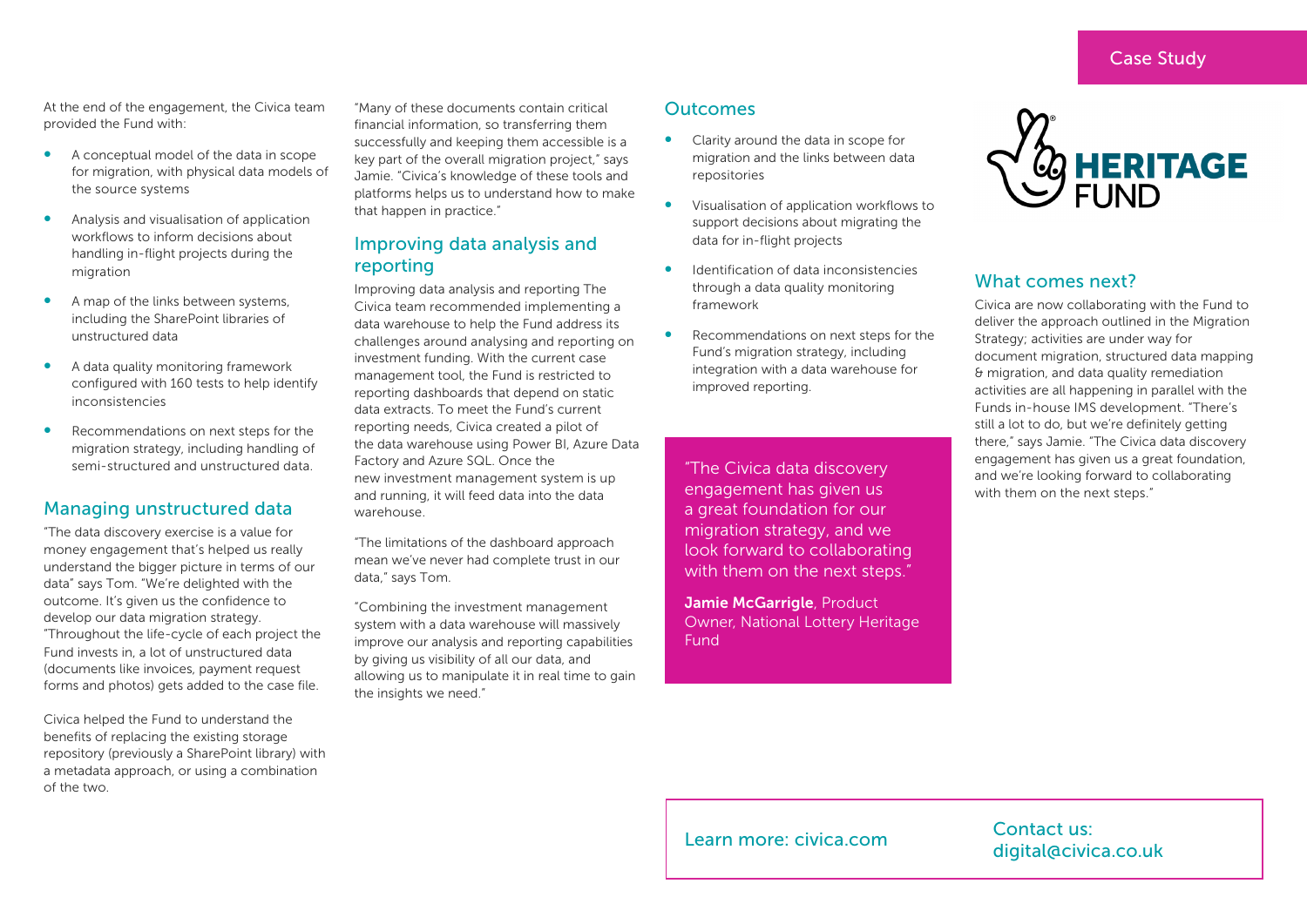Case Study

At the end of the engagement, the Civica team provided the Fund with:

- A conceptual model of the data in scope for migration, with physical data models of the source systems
- Analysis and visualisation of application workflows to inform decisions about handling in-flight projects during the migration
- A map of the links between systems, including the SharePoint libraries of unstructured data
- A data quality monitoring framework configured with 160 tests to help identify inconsistencies
- Recommendations on next steps for the migration strategy, including handling of semi-structured and unstructured data.

## Managing unstructured data

"The data discovery exercise is a value for money engagement that's helped us really understand the bigger picture in terms of our data" says Tom. "We're delighted with the outcome. It's given us the confidence to develop our data migration strategy. "Throughout the life-cycle of each project the Fund invests in, a lot of unstructured data (documents like invoices, payment request forms and photos) gets added to the case file.

Civica helped the Fund to understand the benefits of replacing the existing storage repository (previously a SharePoint library) with a metadata approach, or using a combination of the two.

"Many of these documents contain critical financial information, so transferring them successfully and keeping them accessible is a key part of the overall migration project," says Jamie. "Civica's knowledge of these tools and platforms helps us to understand how to make that happen in practice."

## Improving data analysis and reporting

Improving data analysis and reporting The Civica team recommended implementing a data warehouse to help the Fund address its challenges around analysing and reporting on investment funding. With the current case management tool, the Fund is restricted to reporting dashboards that depend on static data extracts. To meet the Fund's current reporting needs, Civica created a pilot of the data warehouse using Power BI, Azure Data Factory and Azure SQL. Once the new investment management system is up and running, it will feed data into the data warehouse.

"The limitations of the dashboard approach mean we've never had complete trust in our data," says Tom.

"Combining the investment management system with a data warehouse will massively improve our analysis and reporting capabilities by giving us visibility of all our data, and allowing us to manipulate it in real time to gain the insights we need."

## Outcomes

- Clarity around the data in scope for migration and the links between data repositories
- Visualisation of application workflows to support decisions about migrating the data for in-flight projects
- Identification of data inconsistencies through a data quality monitoring framework
- Recommendations on next steps for the Fund's migration strategy, including integration with a data warehouse for improved reporting.

"The Civica data discovery engagement has given us a great foundation for our migration strategy, and we look forward to collaborating with them on the next steps."

**Jamie McGarrigle**, Product Owner, National Lottery Heritage Fund

HERITAGE FUND

## What comes next?

Civica are now collaborating with the Fund to deliver the approach outlined in the Migration Strategy; activities are under way for document migration, structured data mapping & migration, and data quality remediation activities are all happening in parallel with the Funds in-house IMS development. "There's still a lot to do, but we're definitely getting there," says Jamie. "The Civica data discovery engagement has given us a great foundation, and we're looking forward to collaborating with them on the next steps."

Learn more: civica.com

Contact us: digital@civica.co.uk